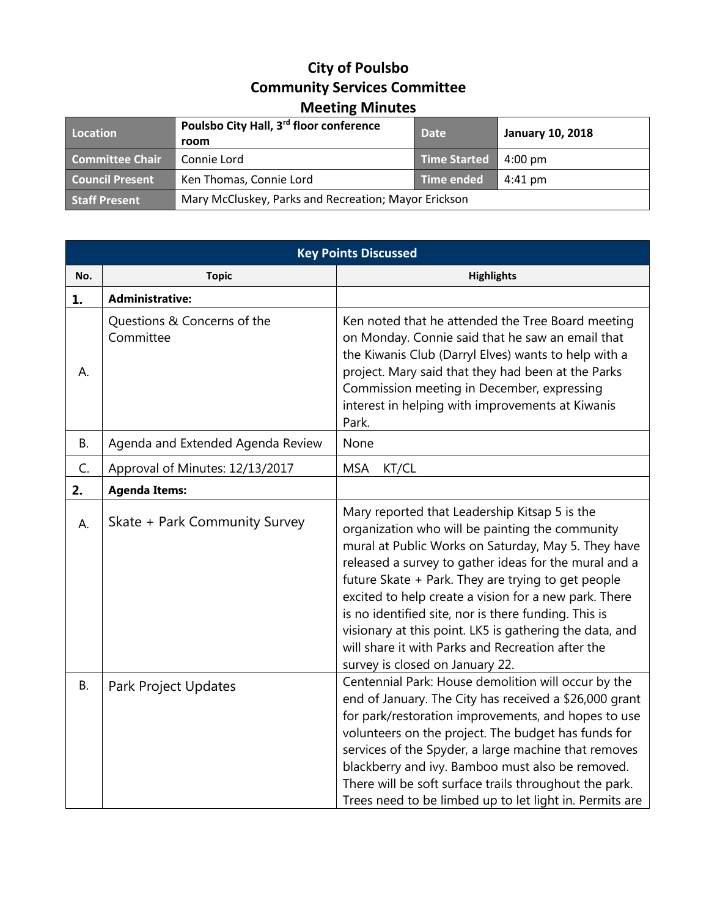# City of Poulsbo
# Community Services Committee
# Meeting Minutes

| | | | |
|---|---|---|---|
| **Location** | **Poulsbo City Hall, 3rd floor conference room** | **Date** | **January 10, 2018** |
| **Committee Chair** | Connie Lord | **Time Started** | 4:00 pm |
| **Council Present** | Ken Thomas, Connie Lord | **Time ended** | 4:41 pm |
| **Staff Present** | Mary McCluskey, Parks and Recreation; Mayor Erickson | | |

| **Key Points Discussed** | | |
|---|---|---|
| **No.** | **Topic** | **Highlights** |
| **1.** | **Administrative:** | |
| A. | Questions & Concerns of the Committee | Ken noted that he attended the Tree Board meeting on Monday. Connie said that he saw an email that the Kiwanis Club (Darryl Elves) wants to help with a project. Mary said that they had been at the Parks Commission meeting in December, expressing interest in helping with improvements at Kiwanis Park. |
| B. | Agenda and Extended Agenda Review | None |
| C. | Approval of Minutes: 12/13/2017 | MSA KT/CL |
| **2.** | **Agenda Items:** | |
| A. | Skate + Park Community Survey | Mary reported that Leadership Kitsap 5 is the organization who will be painting the community mural at Public Works on Saturday, May 5. They have released a survey to gather ideas for the mural and a future Skate + Park. They are trying to get people excited to help create a vision for a new park. There is no identified site, nor is there funding. This is visionary at this point. LK5 is gathering the data, and will share it with Parks and Recreation after the survey is closed on January 22. |
| B. | Park Project Updates | Centennial Park: House demolition will occur by the end of January. The City has received a $26,000 grant for park/restoration improvements, and hopes to use volunteers on the project. The budget has funds for services of the Spyder, a large machine that removes blackberry and ivy. Bamboo must also be removed. There will be soft surface trails throughout the park. Trees need to be limbed up to let light in. Permits are |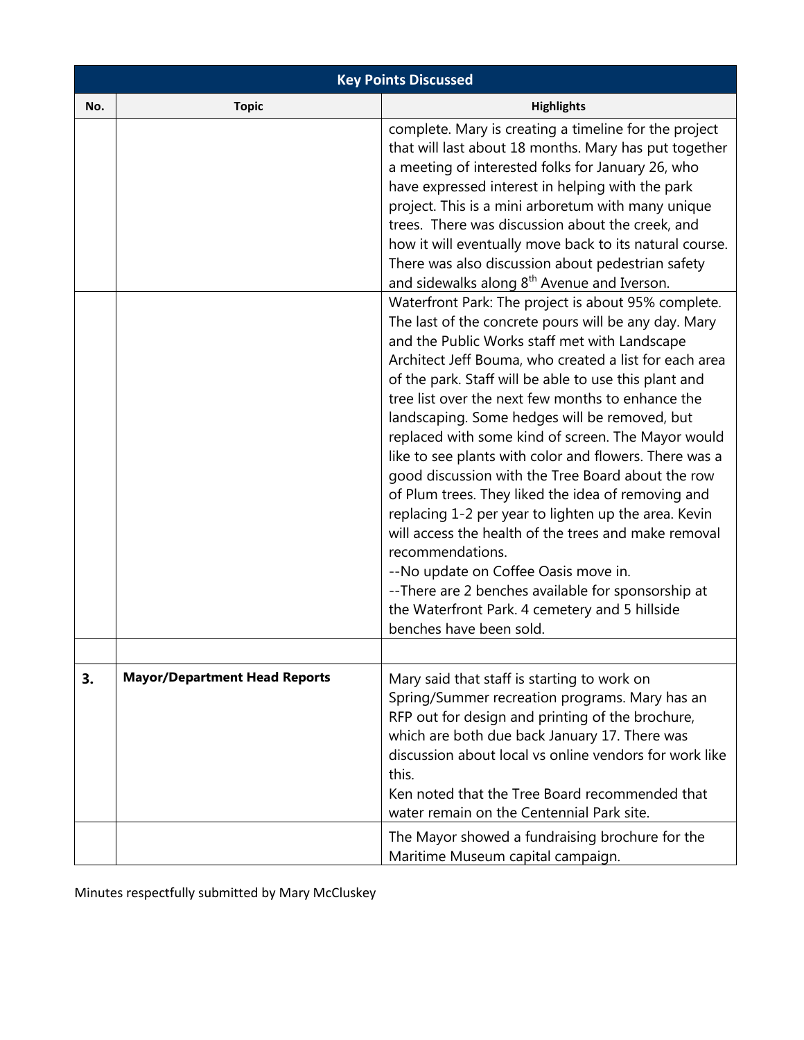| Key Points Discussed | | |
|---|---|---|
| **No.** | **Topic** | **Highlights** |
| | | complete. Mary is creating a timeline for the project that will last about 18 months. Mary has put together a meeting of interested folks for January 26, who have expressed interest in helping with the park project. This is a mini arboretum with many unique trees. There was discussion about the creek, and how it will eventually move back to its natural course. There was also discussion about pedestrian safety and sidewalks along 8th Avenue and Iverson. |
| | | Waterfront Park: The project is about 95% complete. The last of the concrete pours will be any day. Mary and the Public Works staff met with Landscape Architect Jeff Bouma, who created a list for each area of the park. Staff will be able to use this plant and tree list over the next few months to enhance the landscaping. Some hedges will be removed, but replaced with some kind of screen. The Mayor would like to see plants with color and flowers. There was a good discussion with the Tree Board about the row of Plum trees. They liked the idea of removing and replacing 1-2 per year to lighten up the area. Kevin will access the health of the trees and make removal recommendations.<br>--No update on Coffee Oasis move in.<br>--There are 2 benches available for sponsorship at the Waterfront Park. 4 cemetery and 5 hillside benches have been sold. |
| | | |
| **3.** | **Mayor/Department Head Reports** | Mary said that staff is starting to work on Spring/Summer recreation programs. Mary has an RFP out for design and printing of the brochure, which are both due back January 17. There was discussion about local vs online vendors for work like this.<br>Ken noted that the Tree Board recommended that water remain on the Centennial Park site. |
| | | The Mayor showed a fundraising brochure for the Maritime Museum capital campaign. |

Minutes respectfully submitted by Mary McCluskey